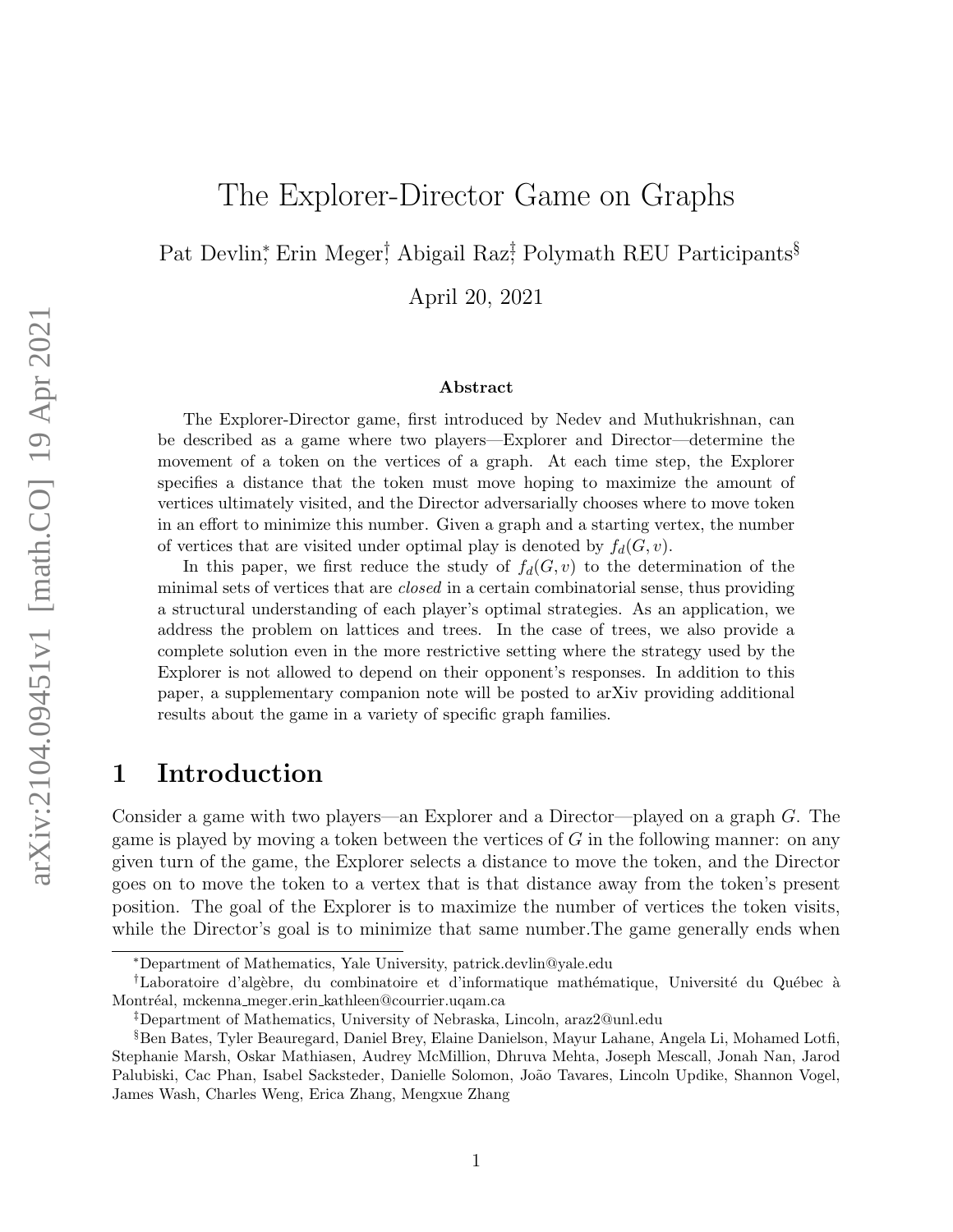# The Explorer-Director Game on Graphs

Pat Devlin[*], Erin Meger[†], Abigail Raz[‡], Polymath REU Participants[§]

April 20, 2021

### Abstract

The Explorer-Director game, first introduced by Nedev and Muthukrishnan, can be described as a game where two players—Explorer and Director—determine the movement of a token on the vertices of a graph. At each time step, the Explorer specifies a distance that the token must move hoping to maximize the amount of vertices ultimately visited, and the Director adversarially chooses where to move token in an effort to minimize this number. Given a graph and a starting vertex, the number of vertices that are visited under optimal play is denoted by $f_d(G, v)$.

In this paper, we first reduce the study of $f_d(G, v)$ to the determination of the minimal sets of vertices that are *closed* in a certain combinatorial sense, thus providing a structural understanding of each player's optimal strategies. As an application, we address the problem on lattices and trees. In the case of trees, we also provide a complete solution even in the more restrictive setting where the strategy used by the Explorer is not allowed to depend on their opponent's responses. In addition to this paper, a supplementary companion note will be posted to arXiv providing additional results about the game in a variety of specific graph families.

## 1 Introduction

Consider a game with two players—an Explorer and a Director—played on a graph $G$. The game is played by moving a token between the vertices of $G$ in the following manner: on any given turn of the game, the Explorer selects a distance to move the token, and the Director goes on to move the token to a vertex that is that distance away from the token's present position. The goal of the Explorer is to maximize the number of vertices the token visits, while the Director's goal is to minimize that same number.The game generally ends when

---

[*]Department of Mathematics, Yale University, patrick.devlin@yale.edu

[†]Laboratoire d'algèbre, du combinatoire et d'informatique mathématique, Université du Québec à Montréal, mckenna_meger.erin_kathleen@courrier.uqam.ca

[‡]Department of Mathematics, University of Nebraska, Lincoln, araz2@unl.edu

[§]Ben Bates, Tyler Beauregard, Daniel Brey, Elaine Danielson, Mayur Lahane, Angela Li, Mohamed Lotfi, Stephanie Marsh, Oskar Mathiasen, Audrey McMillion, Dhruva Mehta, Joseph Mescall, Jonah Nan, Jarod Palubiski, Cac Phan, Isabel Sacksteder, Danielle Solomon, João Tavares, Lincoln Updike, Shannon Vogel, James Wash, Charles Weng, Erica Zhang, Mengxue Zhang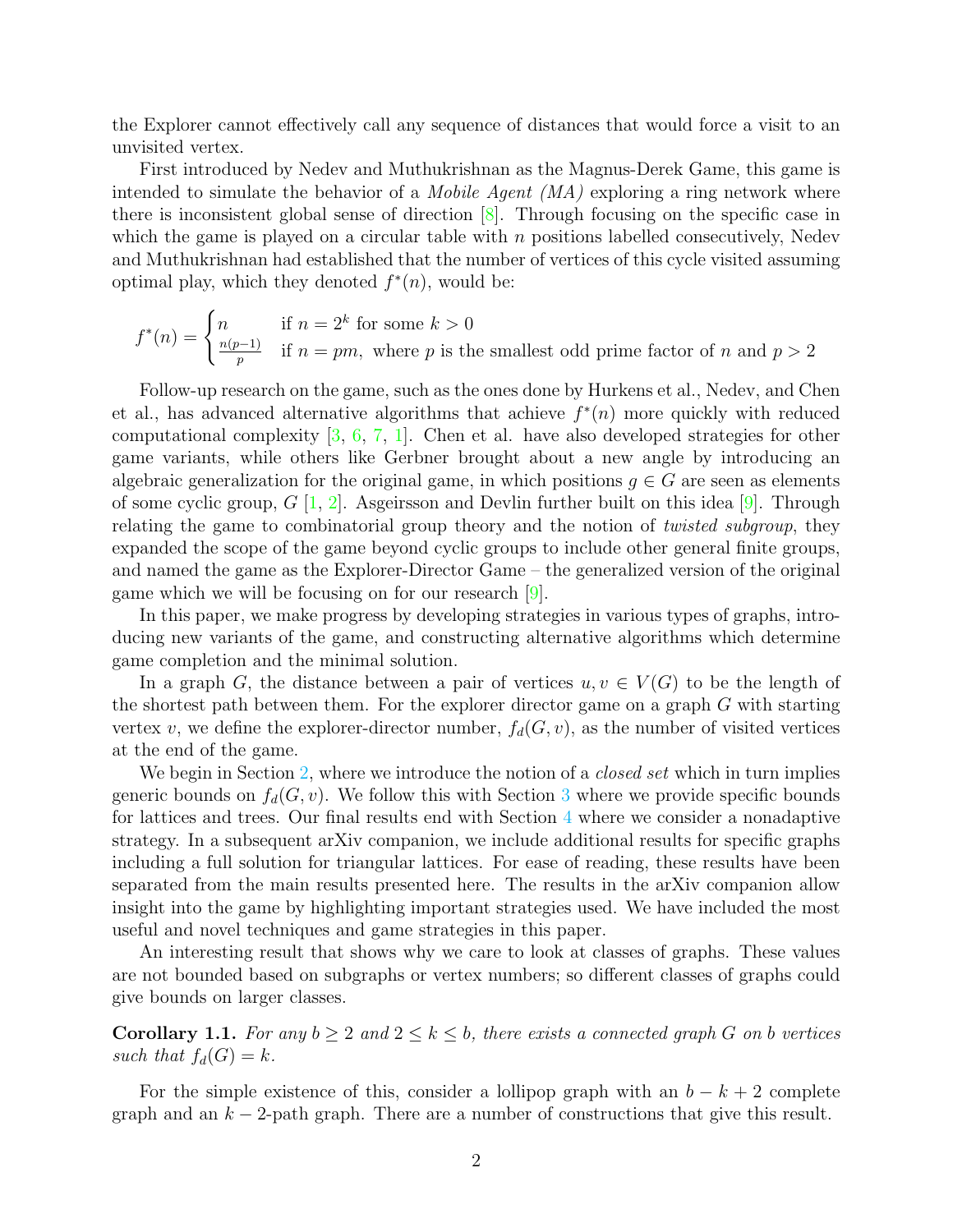the Explorer cannot effectively call any sequence of distances that would force a visit to an unvisited vertex.

First introduced by Nedev and Muthukrishnan as the Magnus-Derek Game, this game is intended to simulate the behavior of a *Mobile Agent (MA)* exploring a ring network where there is inconsistent global sense of direction [8]. Through focusing on the specific case in which the game is played on a circular table with $n$ positions labelled consecutively, Nedev and Muthukrishnan had established that the number of vertices of this cycle visited assuming optimal play, which they denoted $f^*(n)$, would be:

$$f^*(n) = \begin{cases} n & \text{if } n = 2^k \text{ for some } k > 0 \\ \frac{n(p-1)}{p} & \text{if } n = pm, \text{ where } p \text{ is the smallest odd prime factor of } n \text{ and } p > 2 \end{cases}$$

Follow-up research on the game, such as the ones done by Hurkens et al., Nedev, and Chen et al., has advanced alternative algorithms that achieve $f^*(n)$ more quickly with reduced computational complexity [3, 6, 7, 1]. Chen et al. have also developed strategies for other game variants, while others like Gerbner brought about a new angle by introducing an algebraic generalization for the original game, in which positions $g \in G$ are seen as elements of some cyclic group, $G$ [1, 2]. Asgeirsson and Devlin further built on this idea [9]. Through relating the game to combinatorial group theory and the notion of *twisted subgroup*, they expanded the scope of the game beyond cyclic groups to include other general finite groups, and named the game as the Explorer-Director Game – the generalized version of the original game which we will be focusing on for our research [9].

In this paper, we make progress by developing strategies in various types of graphs, introducing new variants of the game, and constructing alternative algorithms which determine game completion and the minimal solution.

In a graph $G$, the distance between a pair of vertices $u, v \in V(G)$ to be the length of the shortest path between them. For the explorer director game on a graph $G$ with starting vertex $v$, we define the explorer-director number, $f_d(G, v)$, as the number of visited vertices at the end of the game.

We begin in Section 2, where we introduce the notion of a *closed set* which in turn implies generic bounds on $f_d(G, v)$. We follow this with Section 3 where we provide specific bounds for lattices and trees. Our final results end with Section 4 where we consider a nonadaptive strategy. In a subsequent arXiv companion, we include additional results for specific graphs including a full solution for triangular lattices. For ease of reading, these results have been separated from the main results presented here. The results in the arXiv companion allow insight into the game by highlighting important strategies used. We have included the most useful and novel techniques and game strategies in this paper.

An interesting result that shows why we care to look at classes of graphs. These values are not bounded based on subgraphs or vertex numbers; so different classes of graphs could give bounds on larger classes.

**Corollary 1.1.** *For any $b \geq 2$ and $2 \leq k \leq b$, there exists a connected graph $G$ on $b$ vertices such that $f_d(G) = k$.*

For the simple existence of this, consider a lollipop graph with an $b - k + 2$ complete graph and an $k - 2$-path graph. There are a number of constructions that give this result.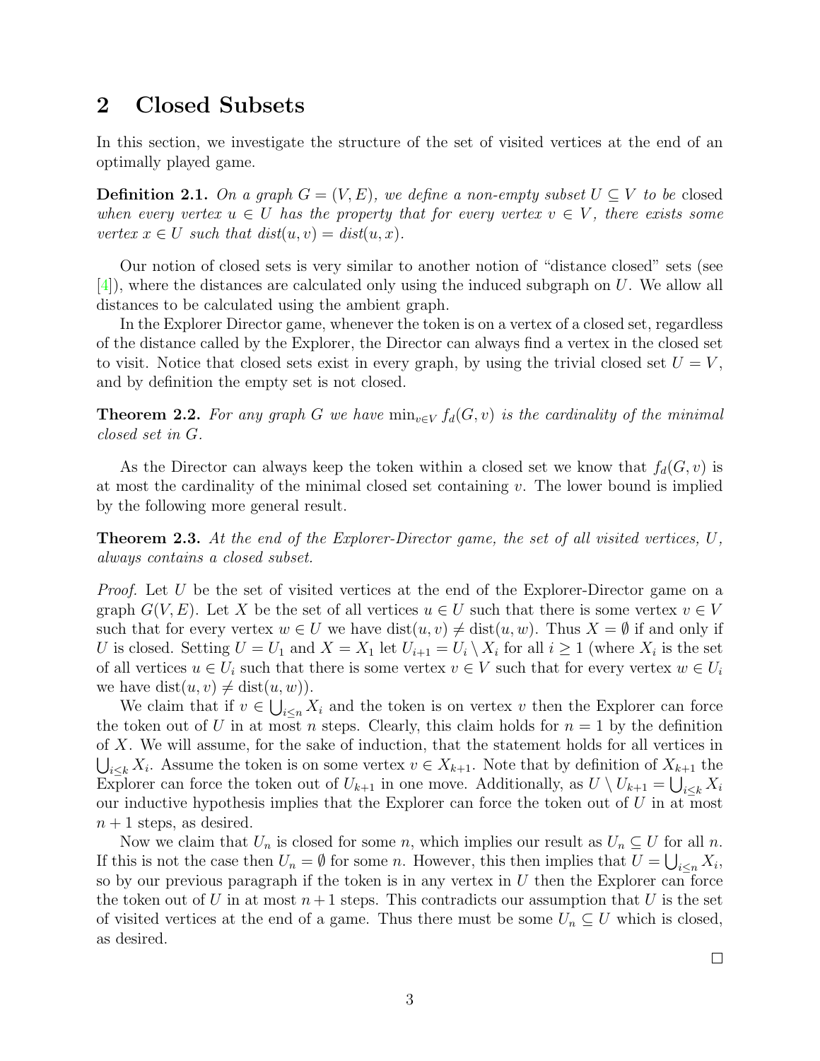## 2 Closed Subsets

In this section, we investigate the structure of the set of visited vertices at the end of an optimally played game.

**Definition 2.1.** *On a graph $G = (V, E)$, we define a non-empty subset $U \subseteq V$ to be* closed *when every vertex $u \in U$ has the property that for every vertex $v \in V$, there exists some vertex $x \in U$ such that $dist(u, v) = dist(u, x)$.*

Our notion of closed sets is very similar to another notion of "distance closed" sets (see [4]), where the distances are calculated only using the induced subgraph on $U$. We allow all distances to be calculated using the ambient graph.

In the Explorer Director game, whenever the token is on a vertex of a closed set, regardless of the distance called by the Explorer, the Director can always find a vertex in the closed set to visit. Notice that closed sets exist in every graph, by using the trivial closed set $U = V$, and by definition the empty set is not closed.

**Theorem 2.2.** *For any graph $G$ we have $\min_{v \in V} f_d(G, v)$ is the cardinality of the minimal closed set in $G$.*

As the Director can always keep the token within a closed set we know that $f_d(G, v)$ is at most the cardinality of the minimal closed set containing $v$. The lower bound is implied by the following more general result.

**Theorem 2.3.** *At the end of the Explorer-Director game, the set of all visited vertices, $U$, always contains a closed subset.*

*Proof.* Let $U$ be the set of visited vertices at the end of the Explorer-Director game on a graph $G(V, E)$. Let $X$ be the set of all vertices $u \in U$ such that there is some vertex $v \in V$ such that for every vertex $w \in U$ we have $\text{dist}(u, v) \neq \text{dist}(u, w)$. Thus $X = \emptyset$ if and only if $U$ is closed. Setting $U = U_1$ and $X = X_1$ let $U_{i+1} = U_i \setminus X_i$ for all $i \geq 1$ (where $X_i$ is the set of all vertices $u \in U_i$ such that there is some vertex $v \in V$ such that for every vertex $w \in U_i$ we have $\text{dist}(u, v) \neq \text{dist}(u, w)$).

We claim that if $v \in \bigcup_{i \leq n} X_i$ and the token is on vertex $v$ then the Explorer can force the token out of $U$ in at most $n$ steps. Clearly, this claim holds for $n = 1$ by the definition of $X$. We will assume, for the sake of induction, that the statement holds for all vertices in $\bigcup_{i \leq k} X_i$. Assume the token is on some vertex $v \in X_{k+1}$. Note that by definition of $X_{k+1}$ the Explorer can force the token out of $U_{k+1}$ in one move. Additionally, as $U \setminus U_{k+1} = \bigcup_{i \leq k} X_i$ our inductive hypothesis implies that the Explorer can force the token out of $U$ in at most $n + 1$ steps, as desired.

Now we claim that $U_n$ is closed for some $n$, which implies our result as $U_n \subseteq U$ for all $n$. If this is not the case then $U_n = \emptyset$ for some $n$. However, this then implies that $U = \bigcup_{i \leq n} X_i$, so by our previous paragraph if the token is in any vertex in $U$ then the Explorer can force the token out of $U$ in at most $n + 1$ steps. This contradicts our assumption that $U$ is the set of visited vertices at the end of a game. Thus there must be some $U_n \subseteq U$ which is closed, as desired. ∎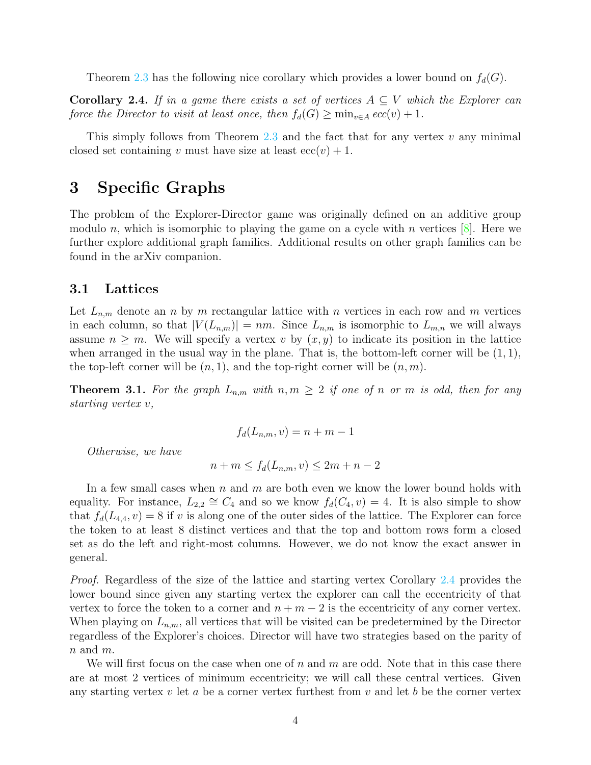Theorem 2.3 has the following nice corollary which provides a lower bound on $f_d(G)$.

**Corollary 2.4.** *If in a game there exists a set of vertices $A \subseteq V$ which the Explorer can force the Director to visit at least once, then $f_d(G) \geq \min_{v \in A} ecc(v) + 1$.*

This simply follows from Theorem 2.3 and the fact that for any vertex $v$ any minimal closed set containing $v$ must have size at least $\text{ecc}(v) + 1$.

# 3 Specific Graphs

The problem of the Explorer-Director game was originally defined on an additive group modulo $n$, which is isomorphic to playing the game on a cycle with $n$ vertices [8]. Here we further explore additional graph families. Additional results on other graph families can be found in the arXiv companion.

## 3.1 Lattices

Let $L_{n,m}$ denote an $n$ by $m$ rectangular lattice with $n$ vertices in each row and $m$ vertices in each column, so that $|V(L_{n,m})| = nm$. Since $L_{n,m}$ is isomorphic to $L_{m,n}$ we will always assume $n \geq m$. We will specify a vertex $v$ by $(x, y)$ to indicate its position in the lattice when arranged in the usual way in the plane. That is, the bottom-left corner will be $(1, 1)$, the top-left corner will be $(n, 1)$, and the top-right corner will be $(n, m)$.

**Theorem 3.1.** *For the graph $L_{n,m}$ with $n, m \geq 2$ if one of $n$ or $m$ is odd, then for any starting vertex $v$,*

$$f_d(L_{n,m}, v) = n + m - 1$$

*Otherwise, we have*

$$n + m \leq f_d(L_{n,m}, v) \leq 2m + n - 2$$

In a few small cases when $n$ and $m$ are both even we know the lower bound holds with equality. For instance, $L_{2,2} \cong C_4$ and so we know $f_d(C_4, v) = 4$. It is also simple to show that $f_d(L_{4,4}, v) = 8$ if $v$ is along one of the outer sides of the lattice. The Explorer can force the token to at least 8 distinct vertices and that the top and bottom rows form a closed set as do the left and right-most columns. However, we do not know the exact answer in general.

*Proof.* Regardless of the size of the lattice and starting vertex Corollary 2.4 provides the lower bound since given any starting vertex the explorer can call the eccentricity of that vertex to force the token to a corner and $n + m - 2$ is the eccentricity of any corner vertex. When playing on $L_{n,m}$, all vertices that will be visited can be predetermined by the Director regardless of the Explorer's choices. Director will have two strategies based on the parity of $n$ and $m$.

We will first focus on the case when one of $n$ and $m$ are odd. Note that in this case there are at most 2 vertices of minimum eccentricity; we will call these central vertices. Given any starting vertex $v$ let $a$ be a corner vertex furthest from $v$ and let $b$ be the corner vertex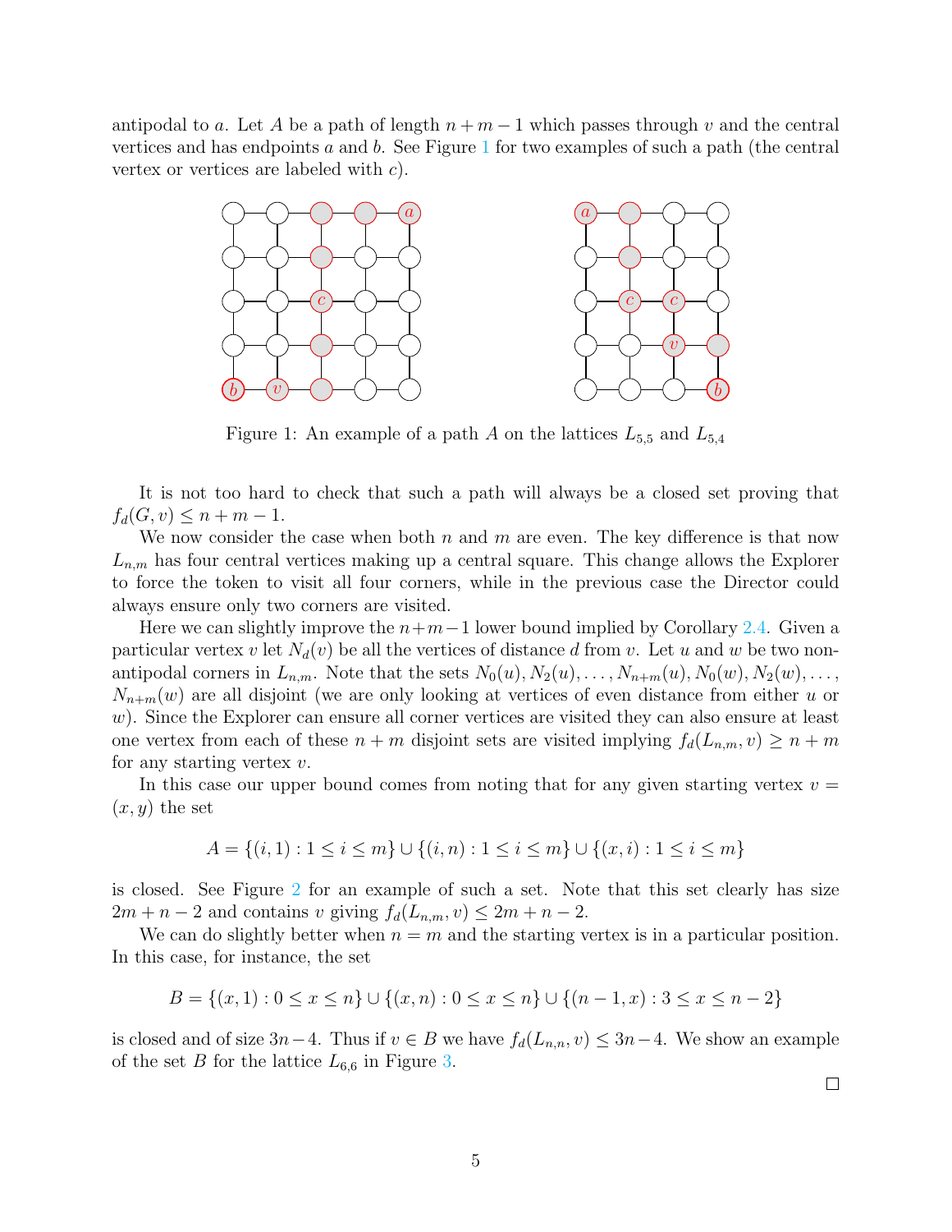antipodal to $a$. Let $A$ be a path of length $n+m-1$ which passes through $v$ and the central vertices and has endpoints $a$ and $b$. See Figure 1 for two examples of such a path (the central vertex or vertices are labeled with $c$).

Figure 1: An example of a path $A$ on the lattices $L_{5,5}$ and $L_{5,4}$

It is not too hard to check that such a path will always be a closed set proving that $f_d(G,v) \leq n+m-1$.

We now consider the case when both $n$ and $m$ are even. The key difference is that now $L_{n,m}$ has four central vertices making up a central square. This change allows the Explorer to force the token to visit all four corners, while in the previous case the Director could always ensure only two corners are visited.

Here we can slightly improve the $n+m-1$ lower bound implied by Corollary 2.4. Given a particular vertex $v$ let $N_d(v)$ be all the vertices of distance $d$ from $v$. Let $u$ and $w$ be two non-antipodal corners in $L_{n,m}$. Note that the sets $N_0(u), N_2(u), \ldots, N_{n+m}(u), N_0(w), N_2(w), \ldots, N_{n+m}(w)$ are all disjoint (we are only looking at vertices of even distance from either $u$ or $w$). Since the Explorer can ensure all corner vertices are visited they can also ensure at least one vertex from each of these $n+m$ disjoint sets are visited implying $f_d(L_{n,m}, v) \geq n+m$ for any starting vertex $v$.

In this case our upper bound comes from noting that for any given starting vertex $v = (x,y)$ the set

$$A = \{(i,1) : 1 \leq i \leq m\} \cup \{(i,n) : 1 \leq i \leq m\} \cup \{(x,i) : 1 \leq i \leq m\}$$

is closed. See Figure 2 for an example of such a set. Note that this set clearly has size $2m+n-2$ and contains $v$ giving $f_d(L_{n,m}, v) \leq 2m+n-2$.

We can do slightly better when $n=m$ and the starting vertex is in a particular position. In this case, for instance, the set

$$B = \{(x,1) : 0 \leq x \leq n\} \cup \{(x,n) : 0 \leq x \leq n\} \cup \{(n-1,x) : 3 \leq x \leq n-2\}$$

is closed and of size $3n-4$. Thus if $v \in B$ we have $f_d(L_{n,n}, v) \leq 3n-4$. We show an example of the set $B$ for the lattice $L_{6,6}$ in Figure 3.

□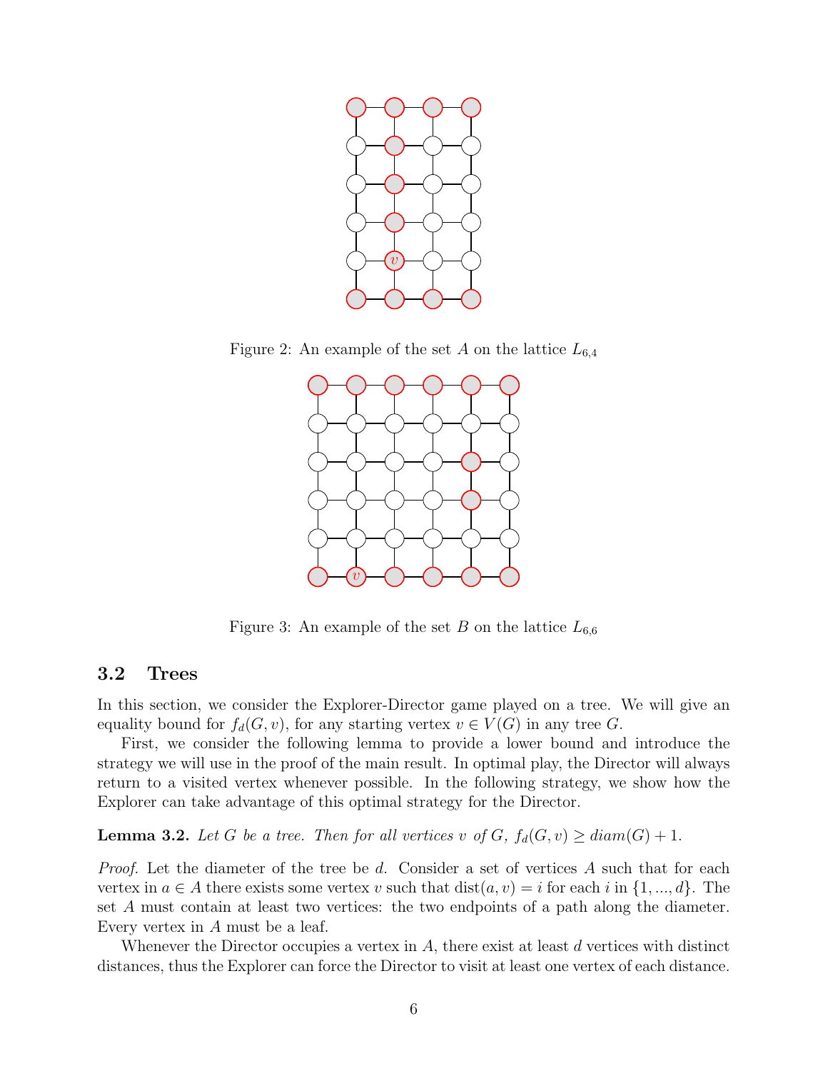Figure 2: An example of the set $A$ on the lattice $L_{6,4}$

Figure 3: An example of the set $B$ on the lattice $L_{6,6}$

### 3.2 Trees

In this section, we consider the Explorer-Director game played on a tree. We will give an equality bound for $f_d(G, v)$, for any starting vertex $v \in V(G)$ in any tree $G$.

First, we consider the following lemma to provide a lower bound and introduce the strategy we will use in the proof of the main result. In optimal play, the Director will always return to a visited vertex whenever possible. In the following strategy, we show how the Explorer can take advantage of this optimal strategy for the Director.

**Lemma 3.2.** *Let $G$ be a tree. Then for all vertices $v$ of $G$, $f_d(G, v) \geq diam(G) + 1$.*

*Proof.* Let the diameter of the tree be $d$. Consider a set of vertices $A$ such that for each vertex in $a \in A$ there exists some vertex $v$ such that $\text{dist}(a, v) = i$ for each $i$ in $\{1, ..., d\}$. The set $A$ must contain at least two vertices: the two endpoints of a path along the diameter. Every vertex in $A$ must be a leaf.

Whenever the Director occupies a vertex in $A$, there exist at least $d$ vertices with distinct distances, thus the Explorer can force the Director to visit at least one vertex of each distance.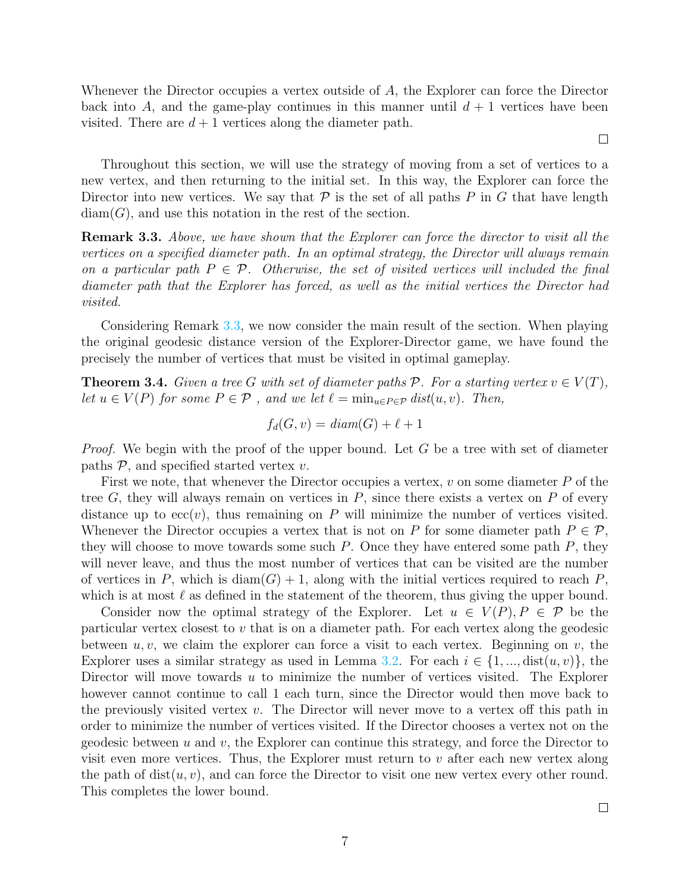Whenever the Director occupies a vertex outside of $A$, the Explorer can force the Director back into $A$, and the game-play continues in this manner until $d+1$ vertices have been visited. There are $d+1$ vertices along the diameter path.

□

Throughout this section, we will use the strategy of moving from a set of vertices to a new vertex, and then returning to the initial set. In this way, the Explorer can force the Director into new vertices. We say that $\mathcal{P}$ is the set of all paths $P$ in $G$ that have length $\text{diam}(G)$, and use this notation in the rest of the section.

**Remark 3.3.** *Above, we have shown that the Explorer can force the director to visit all the vertices on a specified diameter path. In an optimal strategy, the Director will always remain on a particular path $P \in \mathcal{P}$. Otherwise, the set of visited vertices will included the final diameter path that the Explorer has forced, as well as the initial vertices the Director had visited.*

Considering Remark 3.3, we now consider the main result of the section. When playing the original geodesic distance version of the Explorer-Director game, we have found the precisely the number of vertices that must be visited in optimal gameplay.

**Theorem 3.4.** *Given a tree $G$ with set of diameter paths $\mathcal{P}$. For a starting vertex $v \in V(T)$, let $u \in V(P)$ for some $P \in \mathcal{P}$ , and we let $\ell = \min_{u \in P \in \mathcal{P}} dist(u, v)$. Then,*

$$f_d(G, v) = diam(G) + \ell + 1$$

*Proof.* We begin with the proof of the upper bound. Let $G$ be a tree with set of diameter paths $\mathcal{P}$, and specified started vertex $v$.

First we note, that whenever the Director occupies a vertex, $v$ on some diameter $P$ of the tree $G$, they will always remain on vertices in $P$, since there exists a vertex on $P$ of every distance up to $\text{ecc}(v)$, thus remaining on $P$ will minimize the number of vertices visited. Whenever the Director occupies a vertex that is not on $P$ for some diameter path $P \in \mathcal{P}$, they will choose to move towards some such $P$. Once they have entered some path $P$, they will never leave, and thus the most number of vertices that can be visited are the number of vertices in $P$, which is $\text{diam}(G) + 1$, along with the initial vertices required to reach $P$, which is at most $\ell$ as defined in the statement of the theorem, thus giving the upper bound.

Consider now the optimal strategy of the Explorer. Let $u \in V(P), P \in \mathcal{P}$ be the particular vertex closest to $v$ that is on a diameter path. For each vertex along the geodesic between $u, v$, we claim the explorer can force a visit to each vertex. Beginning on $v$, the Explorer uses a similar strategy as used in Lemma 3.2. For each $i \in \{1, ..., \text{dist}(u, v)\}$, the Director will move towards $u$ to minimize the number of vertices visited. The Explorer however cannot continue to call 1 each turn, since the Director would then move back to the previously visited vertex $v$. The Director will never move to a vertex off this path in order to minimize the number of vertices visited. If the Director chooses a vertex not on the geodesic between $u$ and $v$, the Explorer can continue this strategy, and force the Director to visit even more vertices. Thus, the Explorer must return to $v$ after each new vertex along the path of $\text{dist}(u, v)$, and can force the Director to visit one new vertex every other round. This completes the lower bound.

□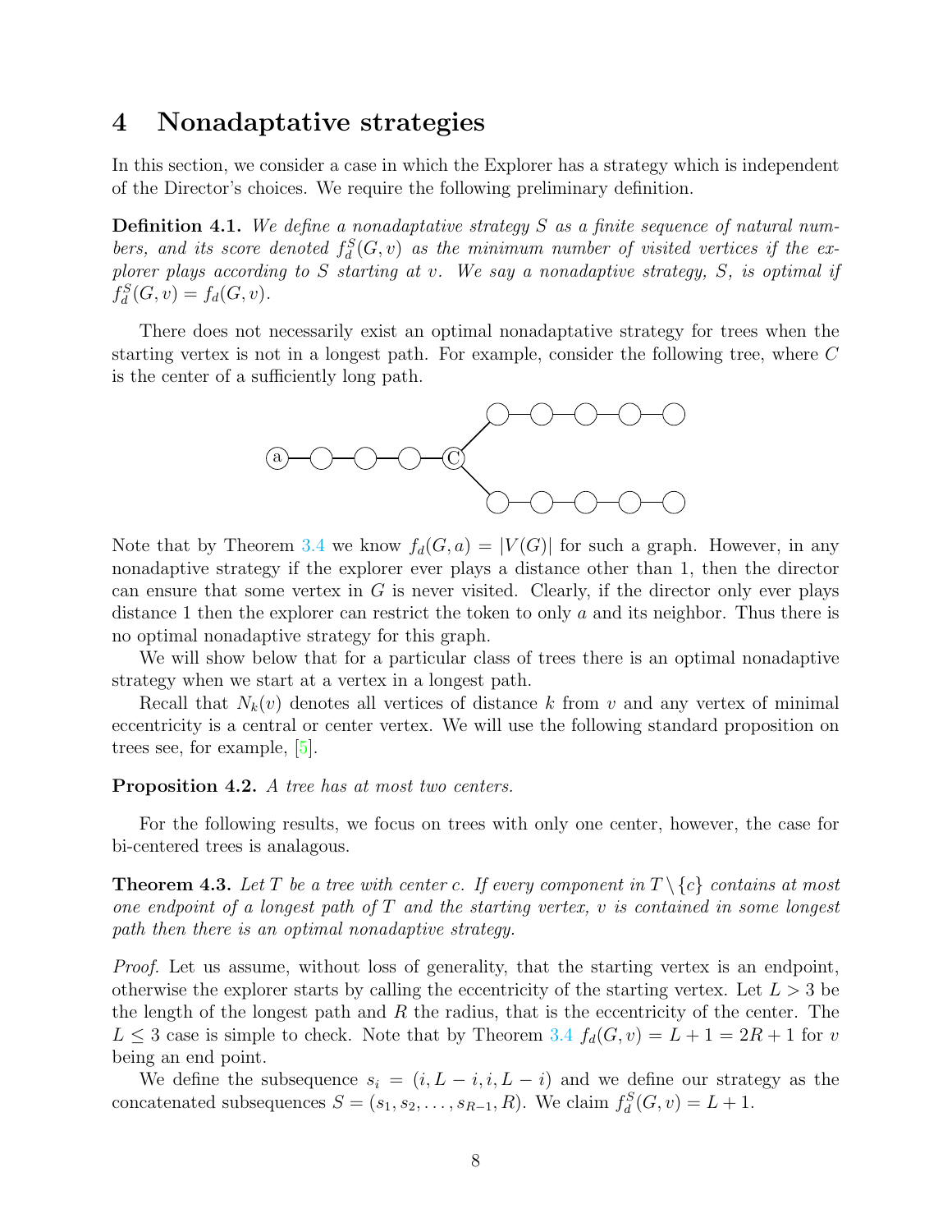# 4 Nonadaptative strategies

In this section, we consider a case in which the Explorer has a strategy which is independent of the Director's choices. We require the following preliminary definition.

**Definition 4.1.** *We define a nonadaptative strategy $S$ as a finite sequence of natural numbers, and its score denoted $f_d^S(G,v)$ as the minimum number of visited vertices if the explorer plays according to $S$ starting at $v$. We say a nonadaptive strategy, $S$, is optimal if $f_d^S(G,v) = f_d(G,v)$.*

There does not necessarily exist an optimal nonadaptative strategy for trees when the starting vertex is not in a longest path. For example, consider the following tree, where $C$ is the center of a sufficiently long path.

Note that by Theorem 3.4 we know $f_d(G,a) = |V(G)|$ for such a graph. However, in any nonadaptive strategy if the explorer ever plays a distance other than 1, then the director can ensure that some vertex in $G$ is never visited. Clearly, if the director only ever plays distance 1 then the explorer can restrict the token to only $a$ and its neighbor. Thus there is no optimal nonadaptive strategy for this graph.

We will show below that for a particular class of trees there is an optimal nonadaptive strategy when we start at a vertex in a longest path.

Recall that $N_k(v)$ denotes all vertices of distance $k$ from $v$ and any vertex of minimal eccentricity is a central or center vertex. We will use the following standard proposition on trees see, for example, [5].

**Proposition 4.2.** *A tree has at most two centers.*

For the following results, we focus on trees with only one center, however, the case for bi-centered trees is analagous.

**Theorem 4.3.** *Let $T$ be a tree with center $c$. If every component in $T \setminus \{c\}$ contains at most one endpoint of a longest path of $T$ and the starting vertex, $v$ is contained in some longest path then there is an optimal nonadaptive strategy.*

*Proof.* Let us assume, without loss of generality, that the starting vertex is an endpoint, otherwise the explorer starts by calling the eccentricity of the starting vertex. Let $L > 3$ be the length of the longest path and $R$ the radius, that is the eccentricity of the center. The $L \leq 3$ case is simple to check. Note that by Theorem 3.4 $f_d(G,v) = L + 1 = 2R + 1$ for $v$ being an end point.

We define the subsequence $s_i = (i, L-i, i, L-i)$ and we define our strategy as the concatenated subsequences $S = (s_1, s_2, \ldots, s_{R-1}, R)$. We claim $f_d^S(G,v) = L + 1$.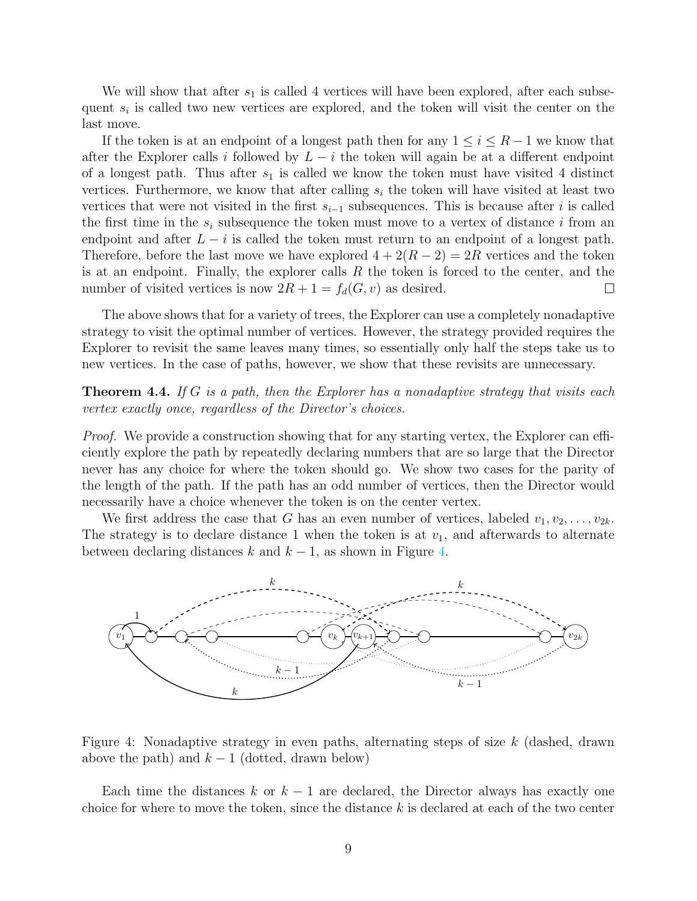We will show that after $s_1$ is called 4 vertices will have been explored, after each subsequent $s_i$ is called two new vertices are explored, and the token will visit the center on the last move.

If the token is at an endpoint of a longest path then for any $1 \leq i \leq R-1$ we know that after the Explorer calls $i$ followed by $L-i$ the token will again be at a different endpoint of a longest path. Thus after $s_1$ is called we know the token must have visited 4 distinct vertices. Furthermore, we know that after calling $s_i$ the token will have visited at least two vertices that were not visited in the first $s_{i-1}$ subsequences. This is because after $i$ is called the first time in the $s_i$ subsequence the token must move to a vertex of distance $i$ from an endpoint and after $L-i$ is called the token must return to an endpoint of a longest path. Therefore, before the last move we have explored $4 + 2(R-2) = 2R$ vertices and the token is at an endpoint. Finally, the explorer calls $R$ the token is forced to the center, and the number of visited vertices is now $2R + 1 = f_d(G, v)$ as desired. $\square$

The above shows that for a variety of trees, the Explorer can use a completely nonadaptive strategy to visit the optimal number of vertices. However, the strategy provided requires the Explorer to revisit the same leaves many times, so essentially only half the steps take us to new vertices. In the case of paths, however, we show that these revisits are unnecessary.

**Theorem 4.4.** *If $G$ is a path, then the Explorer has a nonadaptive strategy that visits each vertex exactly once, regardless of the Director's choices.*

*Proof.* We provide a construction showing that for any starting vertex, the Explorer can efficiently explore the path by repeatedly declaring numbers that are so large that the Director never has any choice for where the token should go. We show two cases for the parity of the length of the path. If the path has an odd number of vertices, then the Director would necessarily have a choice whenever the token is on the center vertex.

We first address the case that $G$ has an even number of vertices, labeled $v_1, v_2, \ldots, v_{2k}$. The strategy is to declare distance 1 when the token is at $v_1$, and afterwards to alternate between declaring distances $k$ and $k-1$, as shown in Figure 4.

Figure 4: Nonadaptive strategy in even paths, alternating steps of size $k$ (dashed, drawn above the path) and $k-1$ (dotted, drawn below)

Each time the distances $k$ or $k-1$ are declared, the Director always has exactly one choice for where to move the token, since the distance $k$ is declared at each of the two center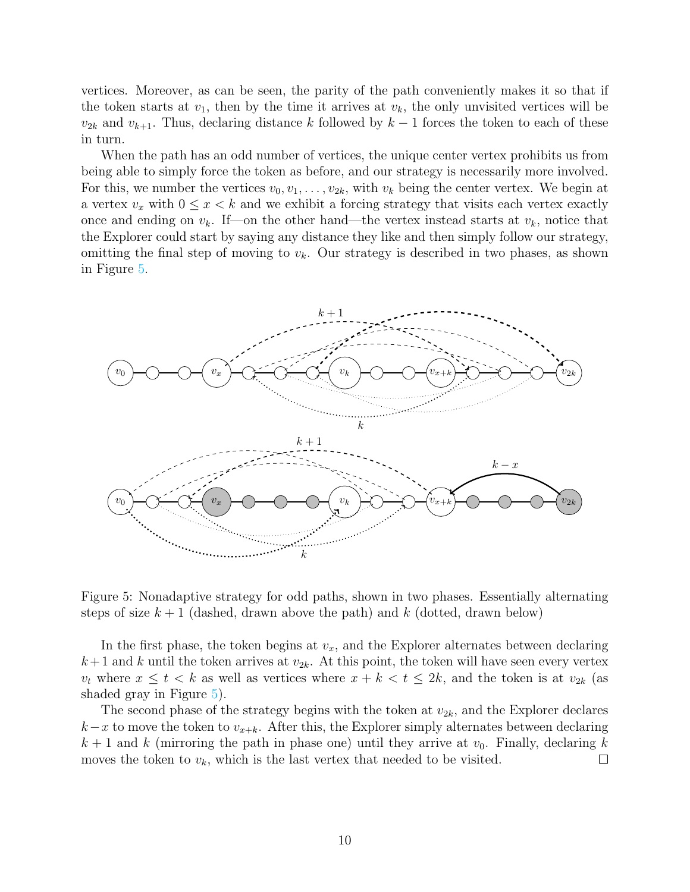vertices. Moreover, as can be seen, the parity of the path conveniently makes it so that if the token starts at $v_1$, then by the time it arrives at $v_k$, the only unvisited vertices will be $v_{2k}$ and $v_{k+1}$. Thus, declaring distance $k$ followed by $k-1$ forces the token to each of these in turn.

When the path has an odd number of vertices, the unique center vertex prohibits us from being able to simply force the token as before, and our strategy is necessarily more involved. For this, we number the vertices $v_0, v_1, \ldots, v_{2k}$, with $v_k$ being the center vertex. We begin at a vertex $v_x$ with $0 \le x < k$ and we exhibit a forcing strategy that visits each vertex exactly once and ending on $v_k$. If—on the other hand—the vertex instead starts at $v_k$, notice that the Explorer could start by saying any distance they like and then simply follow our strategy, omitting the final step of moving to $v_k$. Our strategy is described in two phases, as shown in Figure 5.

Figure 5: Nonadaptive strategy for odd paths, shown in two phases. Essentially alternating steps of size $k+1$ (dashed, drawn above the path) and $k$ (dotted, drawn below)

In the first phase, the token begins at $v_x$, and the Explorer alternates between declaring $k+1$ and $k$ until the token arrives at $v_{2k}$. At this point, the token will have seen every vertex $v_t$ where $x \le t < k$ as well as vertices where $x+k < t \le 2k$, and the token is at $v_{2k}$ (as shaded gray in Figure 5).

The second phase of the strategy begins with the token at $v_{2k}$, and the Explorer declares $k-x$ to move the token to $v_{x+k}$. After this, the Explorer simply alternates between declaring $k+1$ and $k$ (mirroring the path in phase one) until they arrive at $v_0$. Finally, declaring $k$ moves the token to $v_k$, which is the last vertex that needed to be visited. □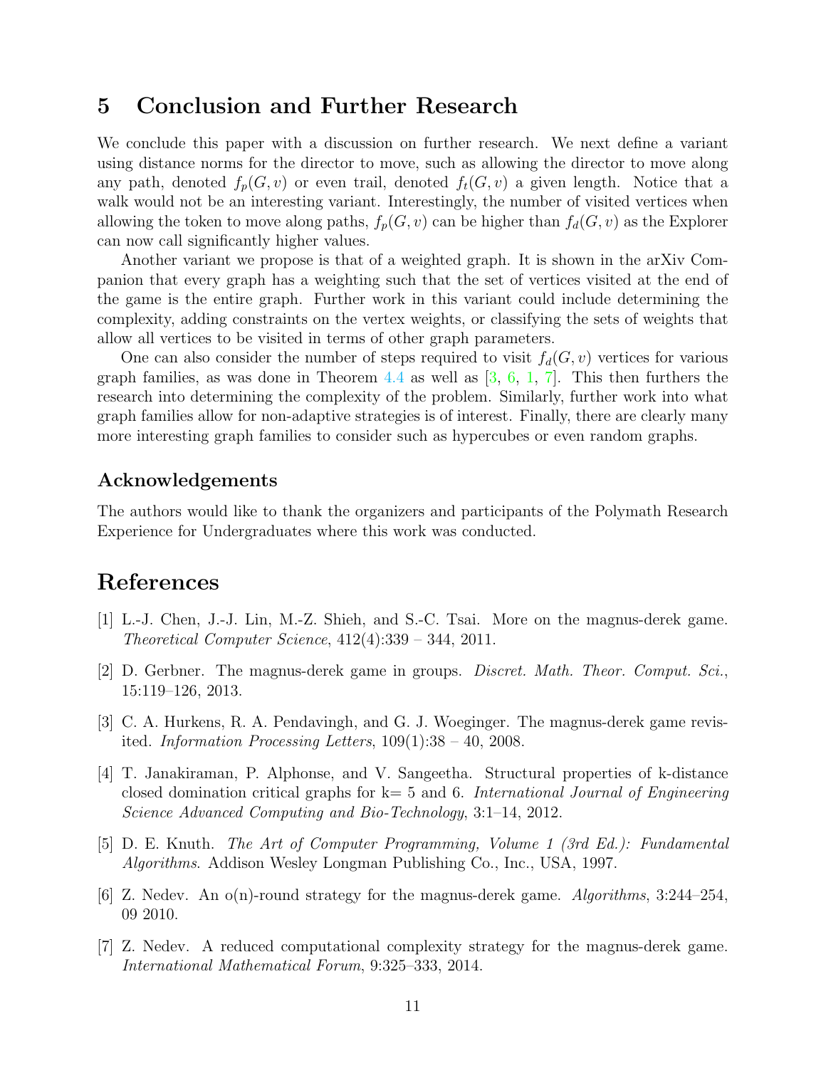# 5 Conclusion and Further Research

We conclude this paper with a discussion on further research. We next define a variant using distance norms for the director to move, such as allowing the director to move along any path, denoted $f_p(G, v)$ or even trail, denoted $f_t(G, v)$ a given length. Notice that a walk would not be an interesting variant. Interestingly, the number of visited vertices when allowing the token to move along paths, $f_p(G, v)$ can be higher than $f_d(G, v)$ as the Explorer can now call significantly higher values.

Another variant we propose is that of a weighted graph. It is shown in the arXiv Companion that every graph has a weighting such that the set of vertices visited at the end of the game is the entire graph. Further work in this variant could include determining the complexity, adding constraints on the vertex weights, or classifying the sets of weights that allow all vertices to be visited in terms of other graph parameters.

One can also consider the number of steps required to visit $f_d(G, v)$ vertices for various graph families, as was done in Theorem 4.4 as well as [3, 6, 1, 7]. This then furthers the research into determining the complexity of the problem. Similarly, further work into what graph families allow for non-adaptive strategies is of interest. Finally, there are clearly many more interesting graph families to consider such as hypercubes or even random graphs.

## Acknowledgements

The authors would like to thank the organizers and participants of the Polymath Research Experience for Undergraduates where this work was conducted.

# References

[1] L.-J. Chen, J.-J. Lin, M.-Z. Shieh, and S.-C. Tsai. More on the magnus-derek game. *Theoretical Computer Science*, 412(4):339 – 344, 2011.

[2] D. Gerbner. The magnus-derek game in groups. *Discret. Math. Theor. Comput. Sci.*, 15:119–126, 2013.

[3] C. A. Hurkens, R. A. Pendavingh, and G. J. Woeginger. The magnus-derek game revisited. *Information Processing Letters*, 109(1):38 – 40, 2008.

[4] T. Janakiraman, P. Alphonse, and V. Sangeetha. Structural properties of k-distance closed domination critical graphs for k= 5 and 6. *International Journal of Engineering Science Advanced Computing and Bio-Technology*, 3:1–14, 2012.

[5] D. E. Knuth. *The Art of Computer Programming, Volume 1 (3rd Ed.): Fundamental Algorithms*. Addison Wesley Longman Publishing Co., Inc., USA, 1997.

[6] Z. Nedev. An o(n)-round strategy for the magnus-derek game. *Algorithms*, 3:244–254, 09 2010.

[7] Z. Nedev. A reduced computational complexity strategy for the magnus-derek game. *International Mathematical Forum*, 9:325–333, 2014.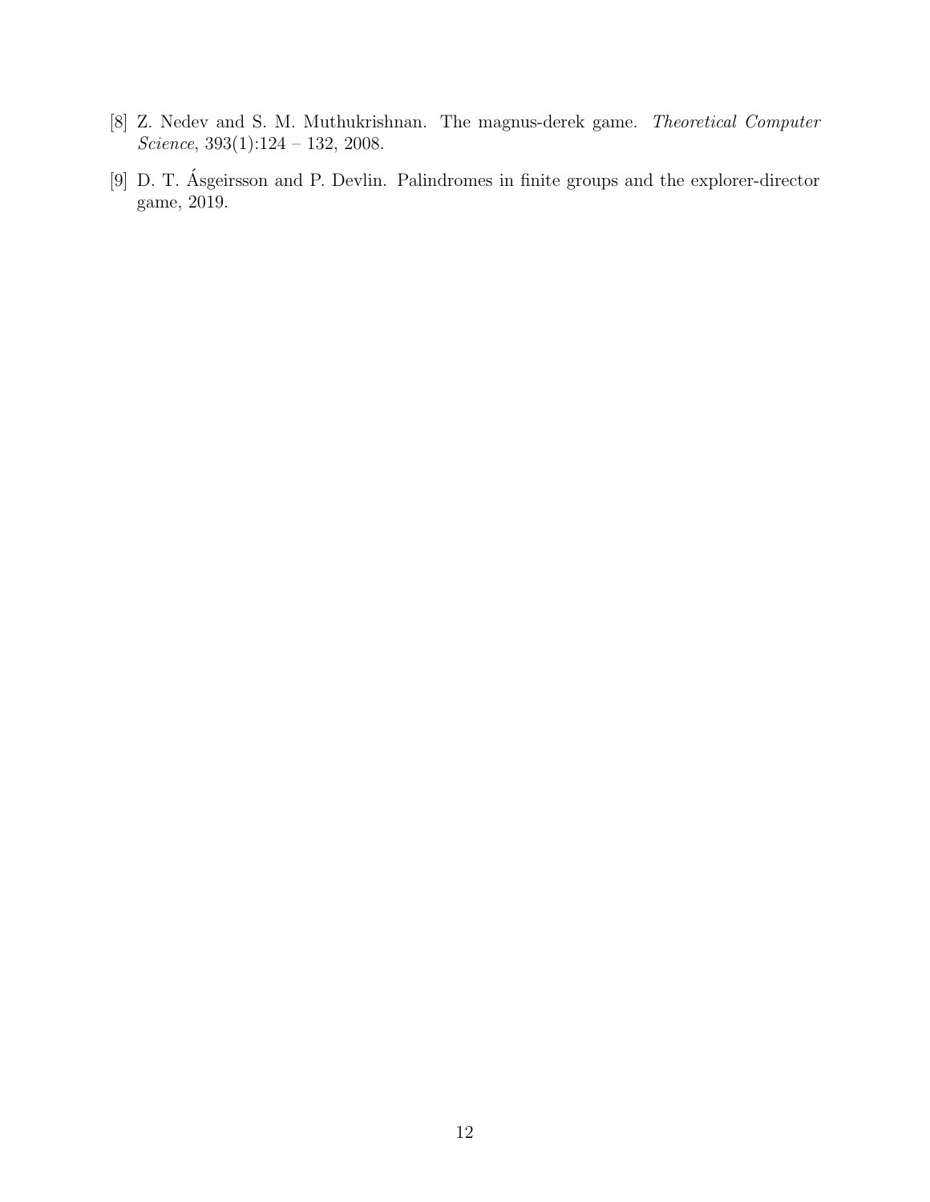[8] Z. Nedev and S. M. Muthukrishnan. The magnus-derek game. *Theoretical Computer Science*, 393(1):124 – 132, 2008.

[9] D. T. Ásgeirsson and P. Devlin. Palindromes in finite groups and the explorer-director game, 2019.